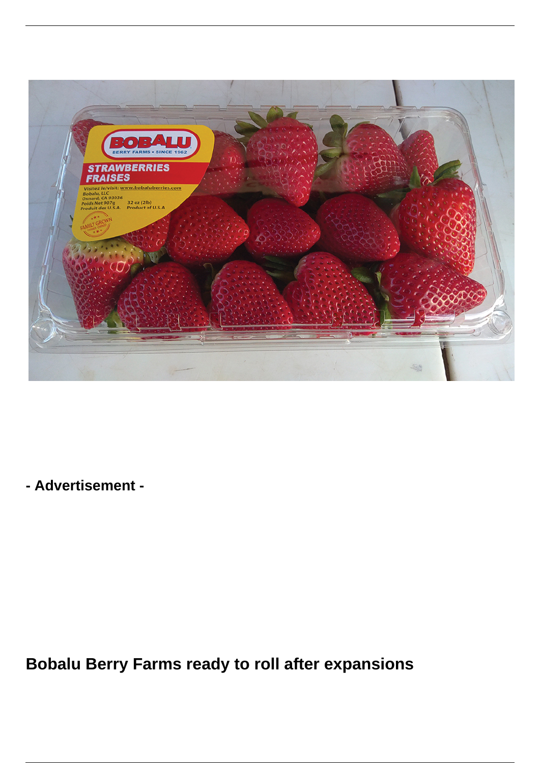- Advertisement -

# Bobalu Berry Farms ready to roll after expansions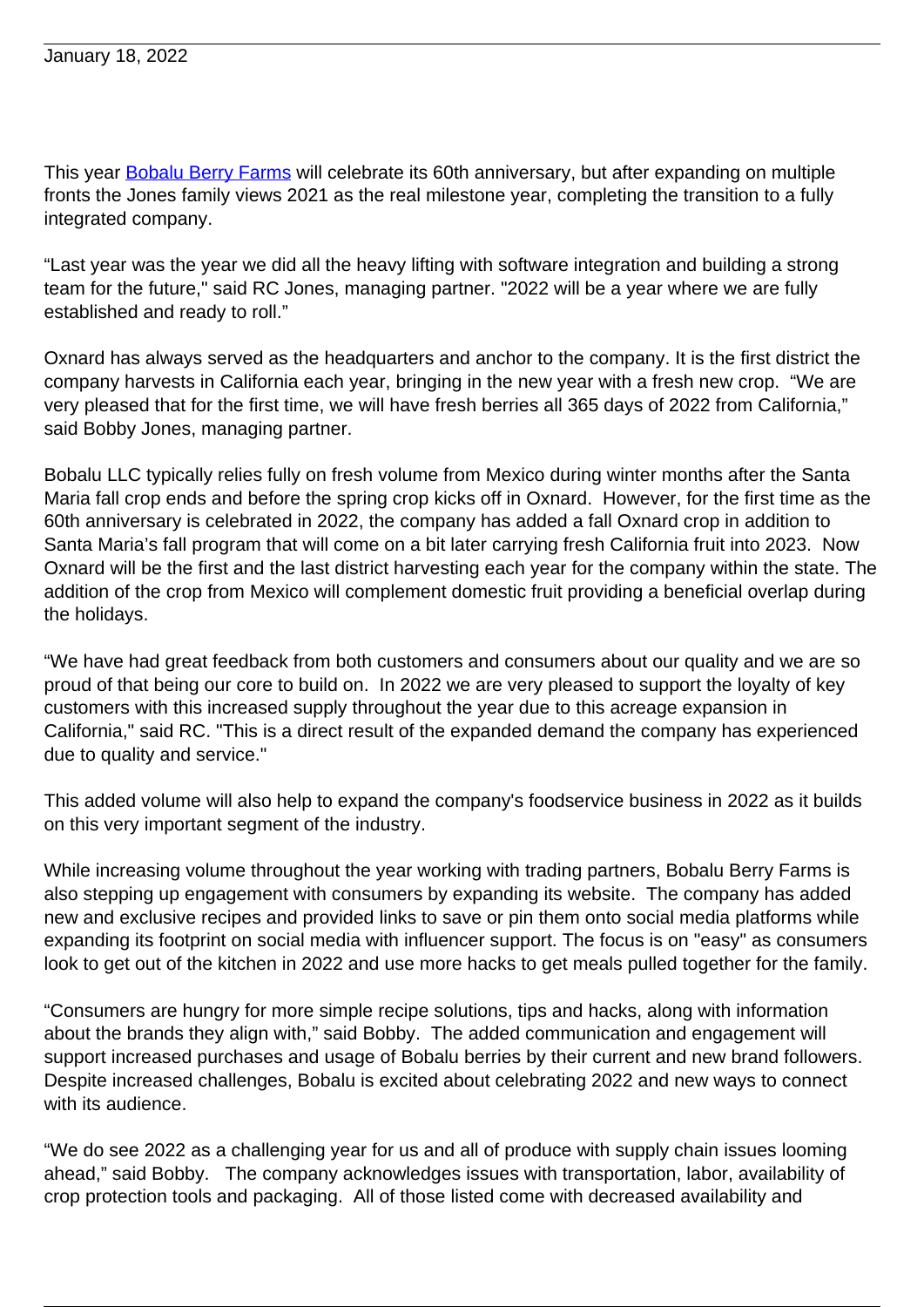January 18, 2022

This year [Bobalu Berry Farms](#) will celebrate its 60th anniversary, but after expanding on multiple fronts the Jones family views 2021 as the real milestone year, completing the transition to a fully integrated company.

“Last year was the year we did all the heavy lifting with software integration and building a strong team for the future," said RC Jones, managing partner. "2022 will be a year where we are fully established and ready to roll.”

Oxnard has always served as the headquarters and anchor to the company. It is the first district the company harvests in California each year, bringing in the new year with a fresh new crop. “We are very pleased that for the first time, we will have fresh berries all 365 days of 2022 from California,” said Bobby Jones, managing partner.

Bobalu LLC typically relies fully on fresh volume from Mexico during winter months after the Santa Maria fall crop ends and before the spring crop kicks off in Oxnard. However, for the first time as the 60th anniversary is celebrated in 2022, the company has added a fall Oxnard crop in addition to Santa Maria’s fall program that will come on a bit later carrying fresh California fruit into 2023. Now Oxnard will be the first and the last district harvesting each year for the company within the state. The addition of the crop from Mexico will complement domestic fruit providing a beneficial overlap during the holidays.

“We have had great feedback from both customers and consumers about our quality and we are so proud of that being our core to build on. In 2022 we are very pleased to support the loyalty of key customers with this increased supply throughout the year due to this acreage expansion in California," said RC. "This is a direct result of the expanded demand the company has experienced due to quality and service."

This added volume will also help to expand the company's foodservice business in 2022 as it builds on this very important segment of the industry.

While increasing volume throughout the year working with trading partners, Bobalu Berry Farms is also stepping up engagement with consumers by expanding its website. The company has added new and exclusive recipes and provided links to save or pin them onto social media platforms while expanding its footprint on social media with influencer support. The focus is on "easy" as consumers look to get out of the kitchen in 2022 and use more hacks to get meals pulled together for the family.

“Consumers are hungry for more simple recipe solutions, tips and hacks, along with information about the brands they align with,” said Bobby. The added communication and engagement will support increased purchases and usage of Bobalu berries by their current and new brand followers. Despite increased challenges, Bobalu is excited about celebrating 2022 and new ways to connect with its audience.

“We do see 2022 as a challenging year for us and all of produce with supply chain issues looming ahead,” said Bobby. The company acknowledges issues with transportation, labor, availability of crop protection tools and packaging. All of those listed come with decreased availability and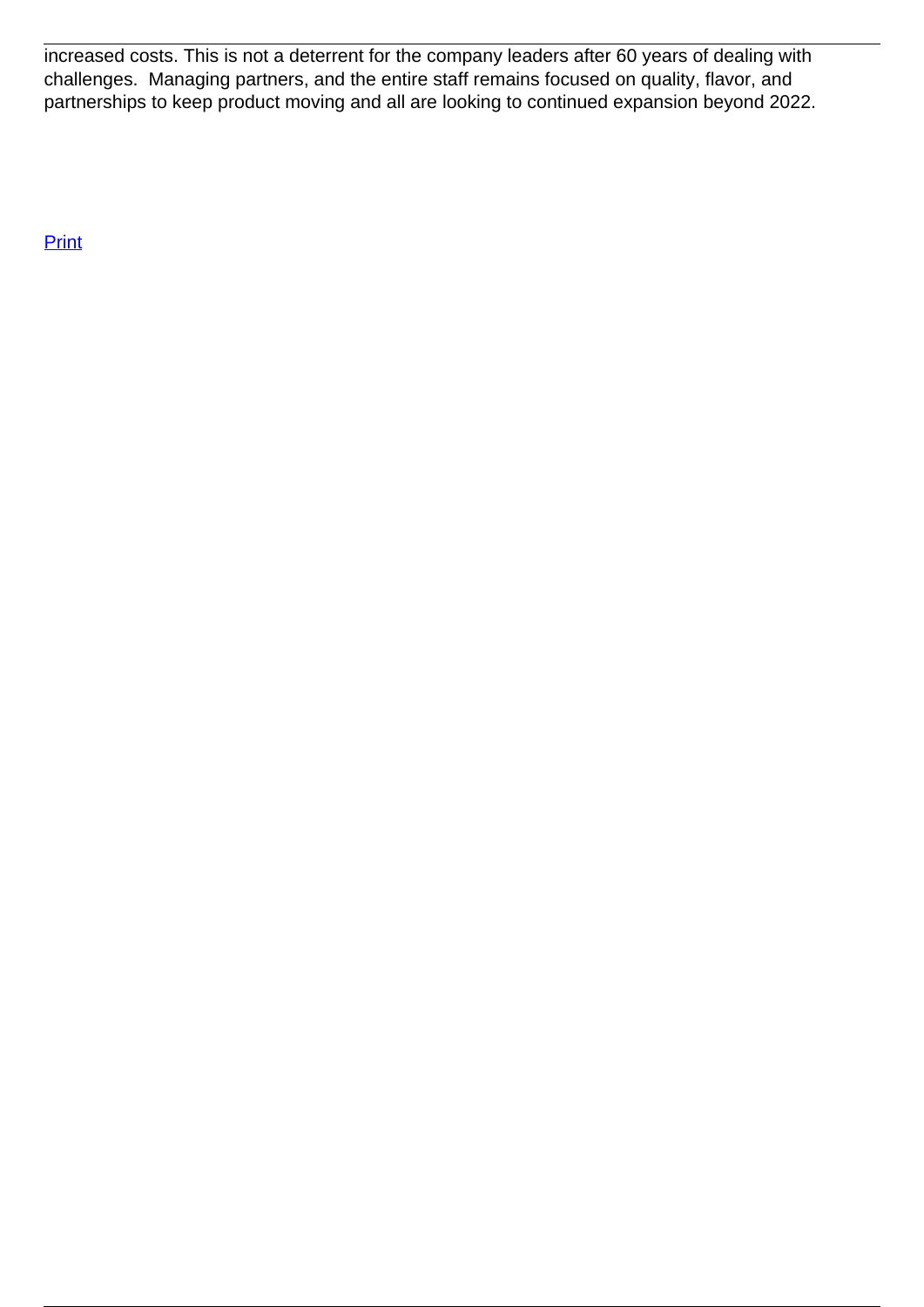increased costs. This is not a deterrent for the company leaders after 60 years of dealing with challenges. Managing partners, and the entire staff remains focused on quality, flavor, and partnerships to keep product moving and all are looking to continued expansion beyond 2022.

Print